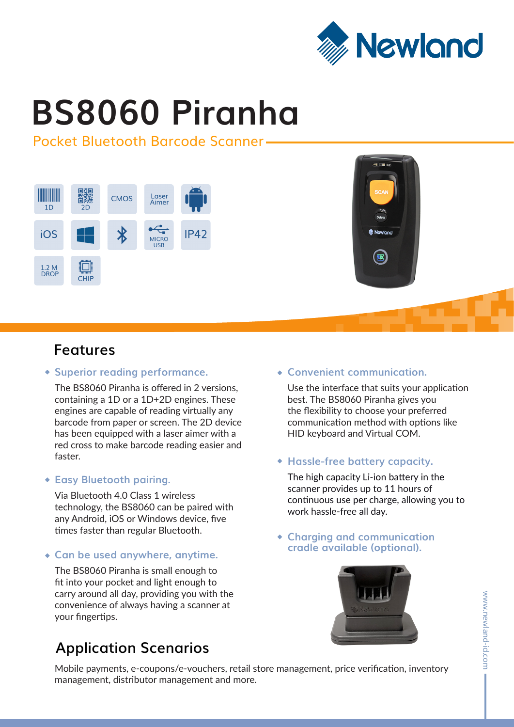# BS8060 Piranha

Pocket Bluetooth Barcode Scanner

1D | 2D | CMOS | Laser Aimer | iOS | IP42 | MICRO USB | 1.2 M DROP | CHIP

## Features

- **Superior reading performance.**

  The BS8060 Piranha is offered in 2 versions, containing a 1D or a 1D+2D engines. These engines are capable of reading virtually any barcode from paper or screen. The 2D device has been equipped with a laser aimer with a red cross to make barcode reading easier and faster.

- **Easy Bluetooth pairing.**

  Via Bluetooth 4.0 Class 1 wireless technology, the BS8060 can be paired with any Android, iOS or Windows device, five times faster than regular Bluetooth.

- **Can be used anywhere, anytime.**

  The BS8060 Piranha is small enough to fit into your pocket and light enough to carry around all day, providing you with the convenience of always having a scanner at your fingertips.

- **Convenient communication.**

  Use the interface that suits your application best. The BS8060 Piranha gives you the flexibility to choose your preferred communication method with options like HID keyboard and Virtual COM.

- **Hassle-free battery capacity.**

  The high capacity Li-ion battery in the scanner provides up to 11 hours of continuous use per charge, allowing you to work hassle-free all day.

- **Charging and communication cradle available (optional).**

## Application Scenarios

Mobile payments, e-coupons/e-vouchers, retail store management, price verification, inventory management, distributor management and more.

www.newland-id.com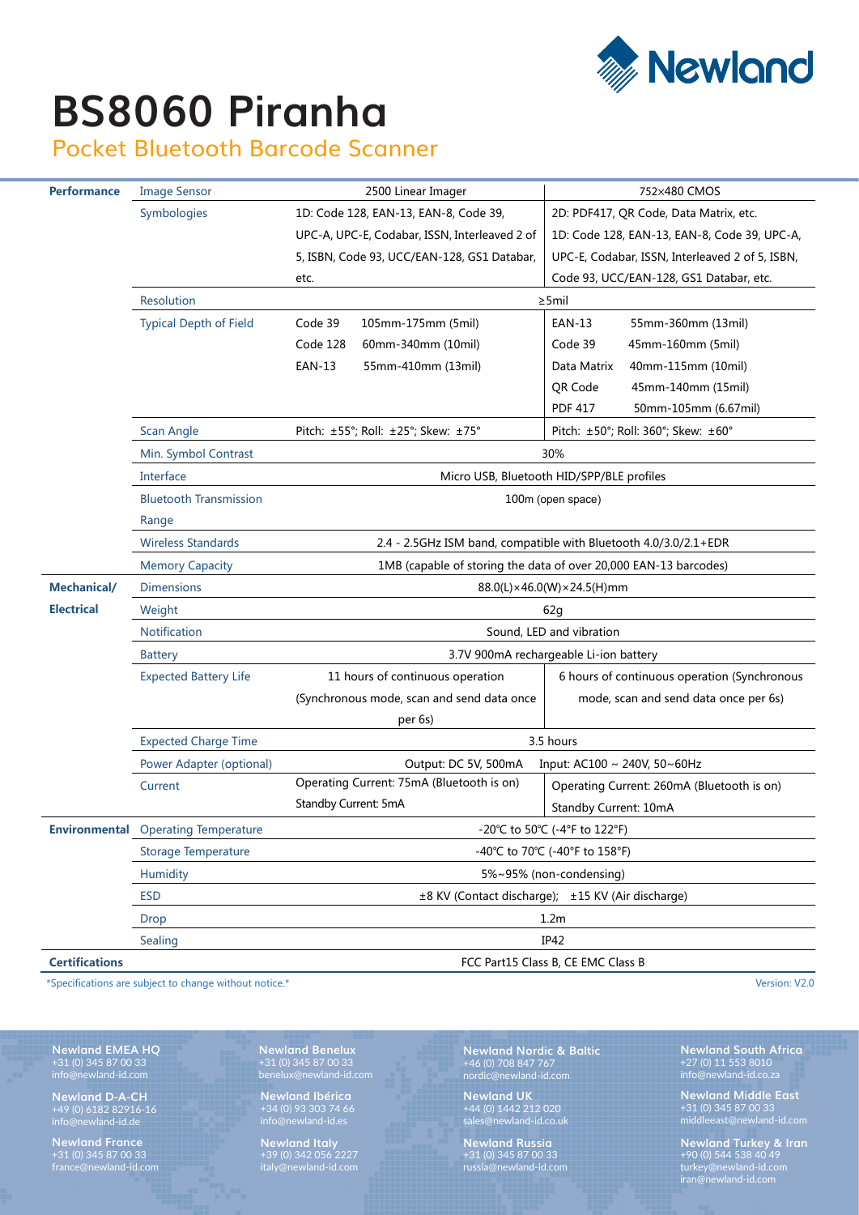# BS8060 Piranha

## Pocket Bluetooth Barcode Scanner

| | | | |
|---|---|---|---|
| **Performance** | Image Sensor | 2500 Linear Imager | 752×480 CMOS |
| | Symbologies | 1D: Code 128, EAN-13, EAN-8, Code 39, UPC-A, UPC-E, Codabar, ISSN, Interleaved 2 of 5, ISBN, Code 93, UCC/EAN-128, GS1 Databar, etc. | 2D: PDF417, QR Code, Data Matrix, etc.<br>1D: Code 128, EAN-13, EAN-8, Code 39, UPC-A, UPC-E, Codabar, ISSN, Interleaved 2 of 5, ISBN, Code 93, UCC/EAN-128, GS1 Databar, etc. |
| | Resolution | ≥5mil | |
| | Typical Depth of Field | Code 39 105mm-175mm (5mil)<br>Code 128 60mm-340mm (10mil)<br>EAN-13 55mm-410mm (13mil) | EAN-13 55mm-360mm (13mil)<br>Code 39 45mm-160mm (5mil)<br>Data Matrix 40mm-115mm (10mil)<br>QR Code 45mm-140mm (15mil)<br>PDF 417 50mm-105mm (6.67mil) |
| | Scan Angle | Pitch: ±55°; Roll: ±25°; Skew: ±75° | Pitch: ±50°; Roll: 360°; Skew: ±60° |
| | Min. Symbol Contrast | 30% | |
| | Interface | Micro USB, Bluetooth HID/SPP/BLE profiles | |
| | Bluetooth Transmission Range | 100m (open space) | |
| | Wireless Standards | 2.4 - 2.5GHz ISM band, compatible with Bluetooth 4.0/3.0/2.1+EDR | |
| | Memory Capacity | 1MB (capable of storing the data of over 20,000 EAN-13 barcodes) | |
| **Mechanical/ Electrical** | Dimensions | 88.0(L)×46.0(W)×24.5(H)mm | |
| | Weight | 62g | |
| | Notification | Sound, LED and vibration | |
| | Battery | 3.7V 900mA rechargeable Li-ion battery | |
| | Expected Battery Life | 11 hours of continuous operation (Synchronous mode, scan and send data once per 6s) | 6 hours of continuous operation (Synchronous mode, scan and send data once per 6s) |
| | Expected Charge Time | 3.5 hours | |
| | Power Adapter (optional) | Output: DC 5V, 500mA Input: AC100 ~ 240V, 50~60Hz | |
| | Current | Operating Current: 75mA (Bluetooth is on)<br>Standby Current: 5mA | Operating Current: 260mA (Bluetooth is on)<br>Standby Current: 10mA |
| **Environmental** | Operating Temperature | -20℃ to 50℃ (-4°F to 122°F) | |
| | Storage Temperature | -40℃ to 70℃ (-40°F to 158°F) | |
| | Humidity | 5%~95% (non-condensing) | |
| | ESD | ±8 KV (Contact discharge); ±15 KV (Air discharge) | |
| | Drop | 1.2m | |
| | Sealing | IP42 | |
| **Certifications** | | FCC Part15 Class B, CE EMC Class B | |

*Specifications are subject to change without notice.*

Version: V2.0

**Newland EMEA HQ**
+31 (0) 345 87 00 33
info@newland-id.com

**Newland D-A-CH**
+49 (0) 6182 82916-16
info@newland-id.de

**Newland France**
+31 (0) 345 87 00 33
france@newland-id.com

**Newland Benelux**
+31 (0) 345 87 00 33
benelux@newland-id.com

**Newland Ibérica**
+34 (0) 93 303 74 66
info@newland-id.es

**Newland Italy**
+39 (0) 342 056 2227
italy@newland-id.com

**Newland Nordic & Baltic**
+46 (0) 708 847 767
nordic@newland-id.com

**Newland UK**
+44 (0) 1442 212 020
sales@newland-id.co.uk

**Newland Russia**
+31 (0) 345 87 00 33
russia@newland-id.com

**Newland South Africa**
+27 (0) 11 553 8010
info@newland-id.co.za

**Newland Middle East**
+31 (0) 345 87 00 33
middleeast@newland-id.com

**Newland Turkey & Iran**
+90 (0) 544 538 40 49
turkey@newland-id.com
iran@newland-id.com